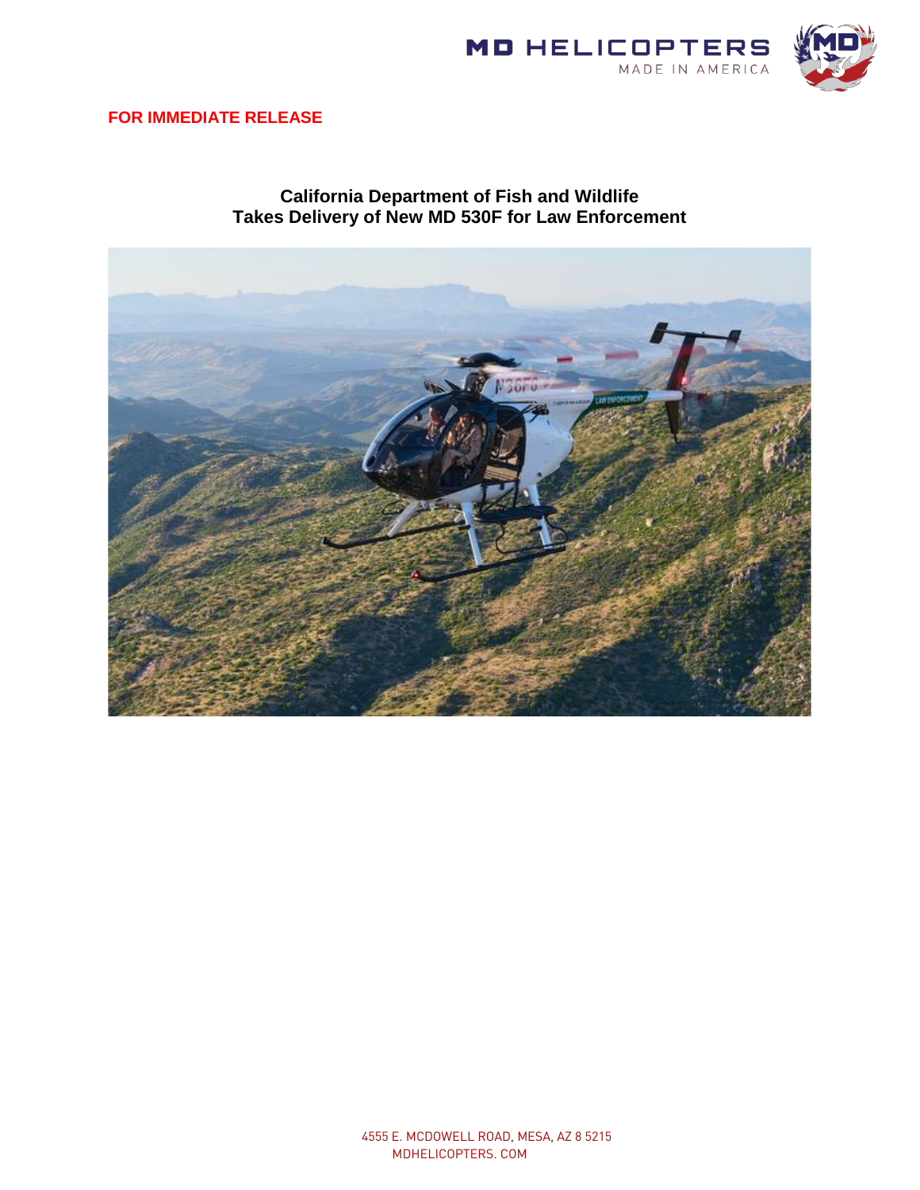**FOR IMMEDIATE RELEASE**

## California Department of Fish and Wildlife Takes Delivery of New MD 530F for Law Enforcement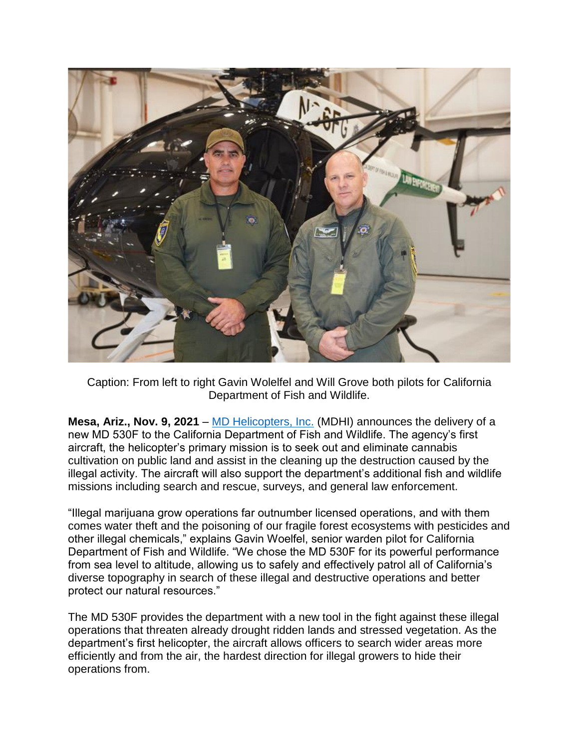Caption: From left to right Gavin Wolelfel and Will Grove both pilots for California Department of Fish and Wildlife.

**Mesa, Ariz., Nov. 9, 2021** – [MD Helicopters, Inc.](MD Helicopters, Inc.) (MDHI) announces the delivery of a new MD 530F to the California Department of Fish and Wildlife. The agency's first aircraft, the helicopter's primary mission is to seek out and eliminate cannabis cultivation on public land and assist in the cleaning up the destruction caused by the illegal activity. The aircraft will also support the department's additional fish and wildlife missions including search and rescue, surveys, and general law enforcement.

"Illegal marijuana grow operations far outnumber licensed operations, and with them comes water theft and the poisoning of our fragile forest ecosystems with pesticides and other illegal chemicals," explains Gavin Woelfel, senior warden pilot for California Department of Fish and Wildlife. "We chose the MD 530F for its powerful performance from sea level to altitude, allowing us to safely and effectively patrol all of California's diverse topography in search of these illegal and destructive operations and better protect our natural resources."

The MD 530F provides the department with a new tool in the fight against these illegal operations that threaten already drought ridden lands and stressed vegetation. As the department's first helicopter, the aircraft allows officers to search wider areas more efficiently and from the air, the hardest direction for illegal growers to hide their operations from.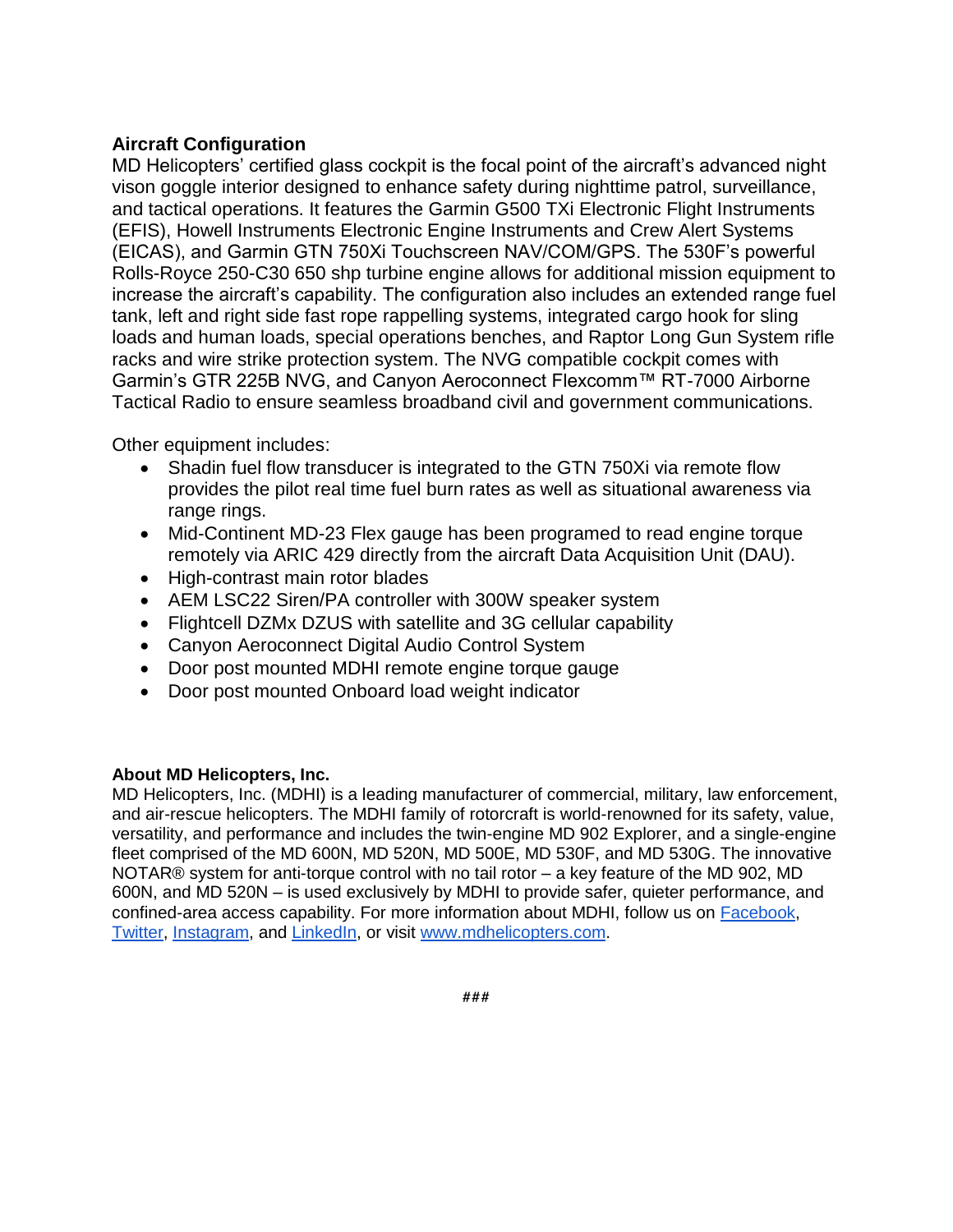## Aircraft Configuration

MD Helicopters' certified glass cockpit is the focal point of the aircraft's advanced night vison goggle interior designed to enhance safety during nighttime patrol, surveillance, and tactical operations. It features the Garmin G500 TXi Electronic Flight Instruments (EFIS), Howell Instruments Electronic Engine Instruments and Crew Alert Systems (EICAS), and Garmin GTN 750Xi Touchscreen NAV/COM/GPS. The 530F's powerful Rolls-Royce 250-C30 650 shp turbine engine allows for additional mission equipment to increase the aircraft's capability. The configuration also includes an extended range fuel tank, left and right side fast rope rappelling systems, integrated cargo hook for sling loads and human loads, special operations benches, and Raptor Long Gun System rifle racks and wire strike protection system. The NVG compatible cockpit comes with Garmin's GTR 225B NVG, and Canyon Aeroconnect Flexcomm™ RT-7000 Airborne Tactical Radio to ensure seamless broadband civil and government communications.

Other equipment includes:

- Shadin fuel flow transducer is integrated to the GTN 750Xi via remote flow provides the pilot real time fuel burn rates as well as situational awareness via range rings.
- Mid-Continent MD-23 Flex gauge has been programed to read engine torque remotely via ARIC 429 directly from the aircraft Data Acquisition Unit (DAU).
- High-contrast main rotor blades
- AEM LSC22 Siren/PA controller with 300W speaker system
- Flightcell DZMx DZUS with satellite and 3G cellular capability
- Canyon Aeroconnect Digital Audio Control System
- Door post mounted MDHI remote engine torque gauge
- Door post mounted Onboard load weight indicator

**About MD Helicopters, Inc.**

MD Helicopters, Inc. (MDHI) is a leading manufacturer of commercial, military, law enforcement, and air-rescue helicopters. The MDHI family of rotorcraft is world-renowned for its safety, value, versatility, and performance and includes the twin-engine MD 902 Explorer, and a single-engine fleet comprised of the MD 600N, MD 520N, MD 500E, MD 530F, and MD 530G. The innovative NOTAR® system for anti-torque control with no tail rotor – a key feature of the MD 902, MD 600N, and MD 520N – is used exclusively by MDHI to provide safer, quieter performance, and confined-area access capability. For more information about MDHI, follow us on Facebook, Twitter, Instagram, and LinkedIn, or visit www.mdhelicopters.com.

###